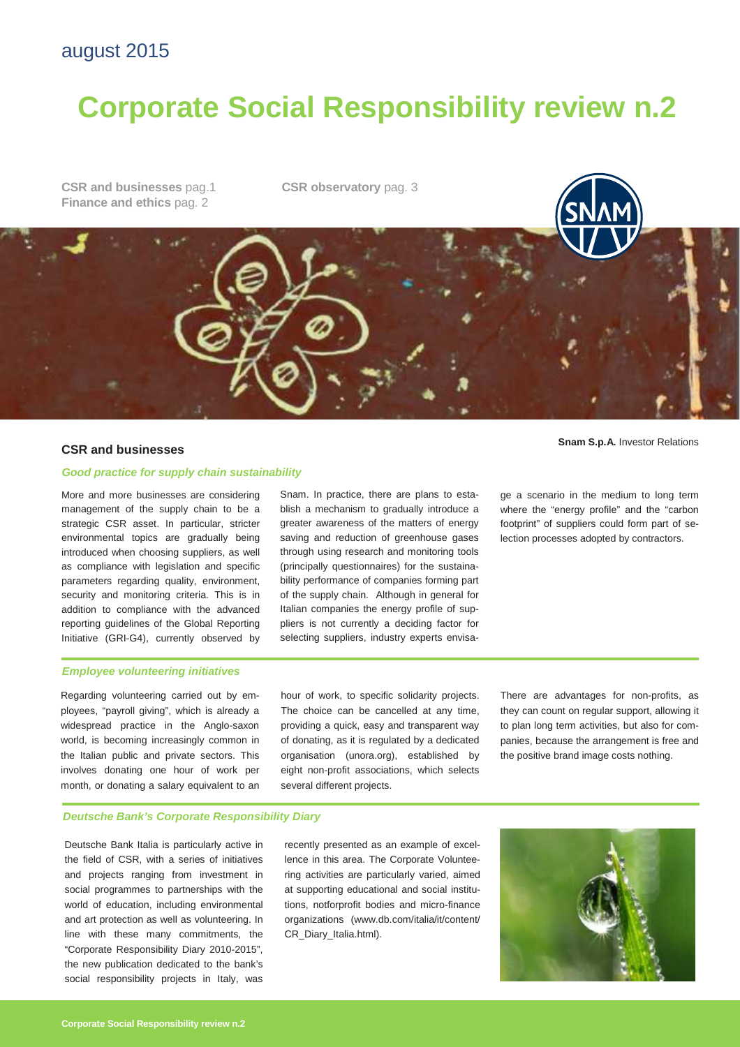august 2015

# Corporate Social Responsibility review n.2

**CSR and businesses** pag.1
**Finance and ethics** pag. 2
**CSR observatory** pag. 3

**Snam S.p.A.** Investor Relations

## CSR and businesses

### *Good practice for supply chain sustainability*

More and more businesses are considering management of the supply chain to be a strategic CSR asset. In particular, stricter environmental topics are gradually being introduced when choosing suppliers, as well as compliance with legislation and specific parameters regarding quality, environment, security and monitoring criteria. This is in addition to compliance with the advanced reporting guidelines of the Global Reporting Initiative (GRI-G4), currently observed by Snam. In practice, there are plans to establish a mechanism to gradually introduce a greater awareness of the matters of energy saving and reduction of greenhouse gases through using research and monitoring tools (principally questionnaires) for the sustainability performance of companies forming part of the supply chain. Although in general for Italian companies the energy profile of suppliers is not currently a deciding factor for selecting suppliers, industry experts envisage a scenario in the medium to long term where the "energy profile" and the "carbon footprint" of suppliers could form part of selection processes adopted by contractors.

### *Employee volunteering initiatives*

Regarding volunteering carried out by employees, "payroll giving", which is already a widespread practice in the Anglo-saxon world, is becoming increasingly common in the Italian public and private sectors. This involves donating one hour of work per month, or donating a salary equivalent to an hour of work, to specific solidarity projects. The choice can be cancelled at any time, providing a quick, easy and transparent way of donating, as it is regulated by a dedicated organisation (unora.org), established by eight non-profit associations, which selects several different projects. There are advantages for non-profits, as they can count on regular support, allowing it to plan long term activities, but also for companies, because the arrangement is free and the positive brand image costs nothing.

### *Deutsche Bank's Corporate Responsibility Diary*

Deutsche Bank Italia is particularly active in the field of CSR, with a series of initiatives and projects ranging from investment in social programmes to partnerships with the world of education, including environmental and art protection as well as volunteering. In line with these many commitments, the "Corporate Responsibility Diary 2010-2015", the new publication dedicated to the bank's social responsibility projects in Italy, was recently presented as an example of excellence in this area. The Corporate Volunteering activities are particularly varied, aimed at supporting educational and social institutions, notforprofit bodies and micro-finance organizations (www.db.com/italia/it/content/CR_Diary_Italia.html).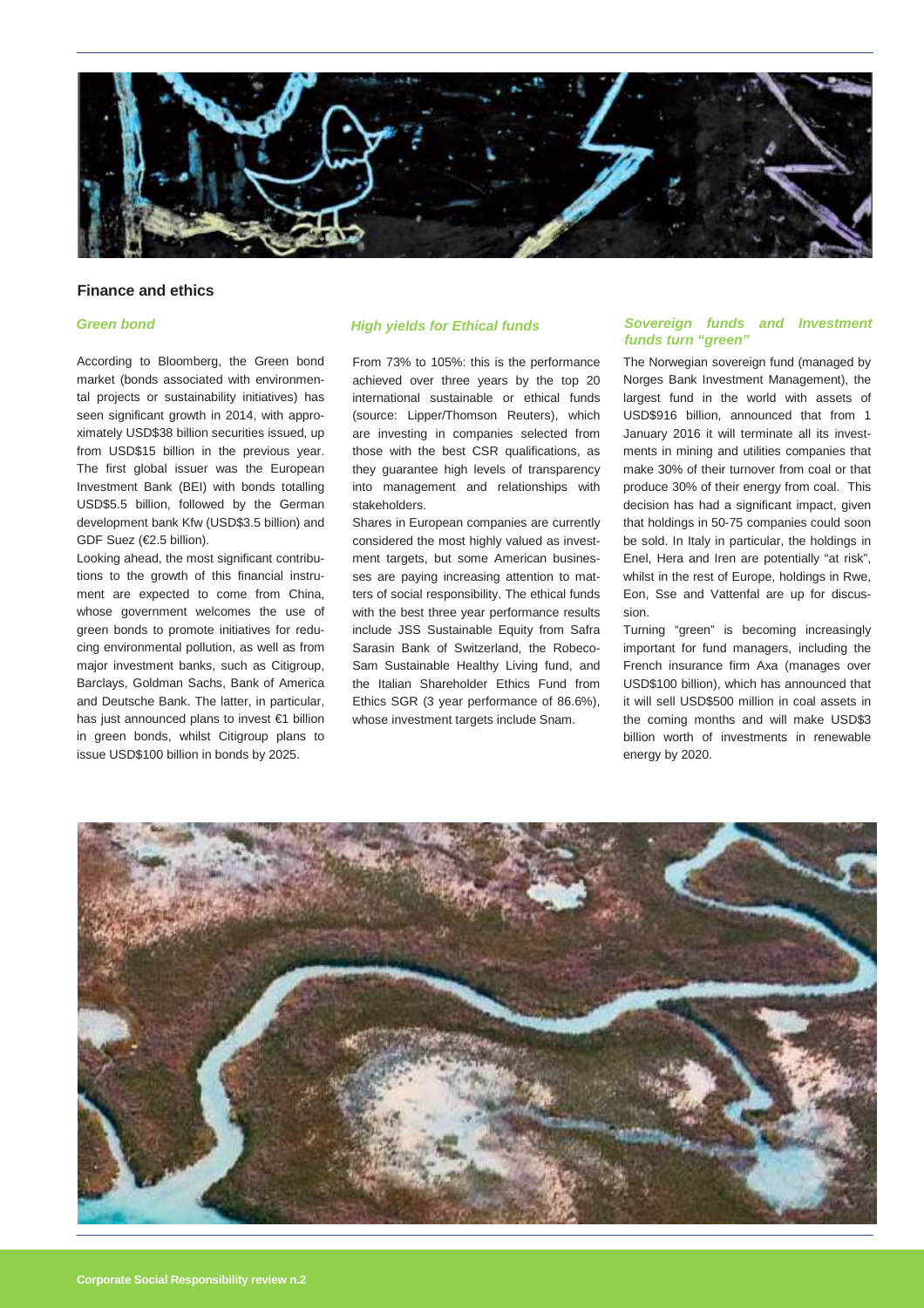## Finance and ethics

### *Green bond*

According to Bloomberg, the Green bond market (bonds associated with environmental projects or sustainability initiatives) has seen significant growth in 2014, with approximately USD$38 billion securities issued, up from USD$15 billion in the previous year. The first global issuer was the European Investment Bank (BEI) with bonds totalling USD$5.5 billion, followed by the German development bank Kfw (USD$3.5 billion) and GDF Suez (€2.5 billion).

Looking ahead, the most significant contributions to the growth of this financial instrument are expected to come from China, whose government welcomes the use of green bonds to promote initiatives for reducing environmental pollution, as well as from major investment banks, such as Citigroup, Barclays, Goldman Sachs, Bank of America and Deutsche Bank. The latter, in particular, has just announced plans to invest €1 billion in green bonds, whilst Citigroup plans to issue USD$100 billion in bonds by 2025.

### *High yields for Ethical funds*

From 73% to 105%: this is the performance achieved over three years by the top 20 international sustainable or ethical funds (source: Lipper/Thomson Reuters), which are investing in companies selected from those with the best CSR qualifications, as they guarantee high levels of transparency into management and relationships with stakeholders.

Shares in European companies are currently considered the most highly valued as investment targets, but some American businesses are paying increasing attention to matters of social responsibility. The ethical funds with the best three year performance results include JSS Sustainable Equity from Safra Sarasin Bank of Switzerland, the Robeco-Sam Sustainable Healthy Living fund, and the Italian Shareholder Ethics Fund from Ethics SGR (3 year performance of 86.6%), whose investment targets include Snam.

### *Sovereign funds and Investment funds turn "green"*

The Norwegian sovereign fund (managed by Norges Bank Investment Management), the largest fund in the world with assets of USD$916 billion, announced that from 1 January 2016 it will terminate all its investments in mining and utilities companies that make 30% of their turnover from coal or that produce 30% of their energy from coal. This decision has had a significant impact, given that holdings in 50-75 companies could soon be sold. In Italy in particular, the holdings in Enel, Hera and Iren are potentially "at risk", whilst in the rest of Europe, holdings in Rwe, Eon, Sse and Vattenfal are up for discussion.

Turning "green" is becoming increasingly important for fund managers, including the French insurance firm Axa (manages over USD$100 billion), which has announced that it will sell USD$500 million in coal assets in the coming months and will make USD$3 billion worth of investments in renewable energy by 2020.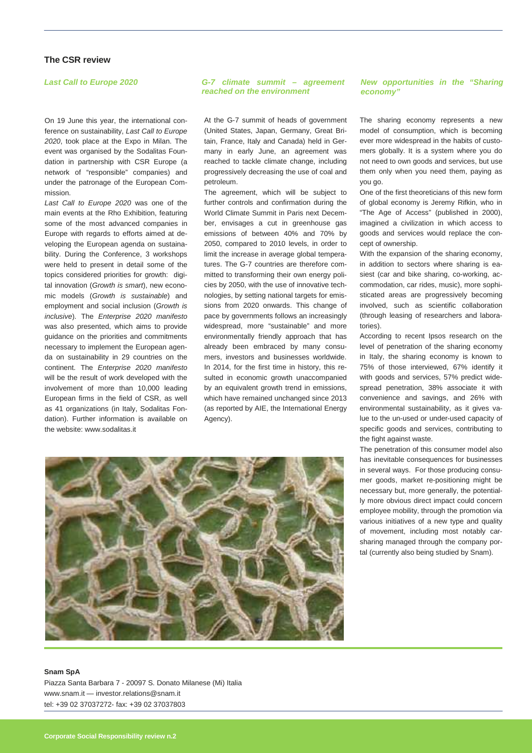## The CSR review

### *Last Call to Europe 2020*

On 19 June this year, the international conference on sustainability, *Last Call to Europe 2020*, took place at the Expo in Milan. The event was organised by the Sodalitas Foundation in partnership with CSR Europe (a network of "responsible" companies) and under the patronage of the European Commission.

*Last Call to Europe 2020* was one of the main events at the Rho Exhibition, featuring some of the most advanced companies in Europe with regards to efforts aimed at developing the European agenda on sustainability. During the Conference, 3 workshops were held to present in detail some of the topics considered priorities for growth: digital innovation (*Growth is smart*), new economic models (*Growth is sustainable*) and employment and social inclusion (*Growth is inclusive*). The *Enterprise 2020 manifesto* was also presented, which aims to provide guidance on the priorities and commitments necessary to implement the European agenda on sustainability in 29 countries on the continent. The *Enterprise 2020 manifesto* will be the result of work developed with the involvement of more than 10,000 leading European firms in the field of CSR, as well as 41 organizations (in Italy, Sodalitas Foundation). Further information is available on the website: www.sodalitas.it

### *G-7 climate summit – agreement reached on the environment*

At the G-7 summit of heads of government (United States, Japan, Germany, Great Britain, France, Italy and Canada) held in Germany in early June, an agreement was reached to tackle climate change, including progressively decreasing the use of coal and petroleum.

The agreement, which will be subject to further controls and confirmation during the World Climate Summit in Paris next December, envisages a cut in greenhouse gas emissions of between 40% and 70% by 2050, compared to 2010 levels, in order to limit the increase in average global temperatures. The G-7 countries are therefore committed to transforming their own energy policies by 2050, with the use of innovative technologies, by setting national targets for emissions from 2020 onwards. This change of pace by governments follows an increasingly widespread, more "sustainable" and more environmentally friendly approach that has already been embraced by many consumers, investors and businesses worldwide. In 2014, for the first time in history, this resulted in economic growth unaccompanied by an equivalent growth trend in emissions, which have remained unchanged since 2013 (as reported by AIE, the International Energy Agency).

### *New opportunities in the "Sharing economy"*

The sharing economy represents a new model of consumption, which is becoming ever more widespread in the habits of customers globally. It is a system where you do not need to own goods and services, but use them only when you need them, paying as you go.

One of the first theoreticians of this new form of global economy is Jeremy Rifkin, who in "The Age of Access" (published in 2000), imagined a civilization in which access to goods and services would replace the concept of ownership.

With the expansion of the sharing economy, in addition to sectors where sharing is easiest (car and bike sharing, co-working, accommodation, car rides, music), more sophisticated areas are progressively becoming involved, such as scientific collaboration (through leasing of researchers and laboratories).

According to recent Ipsos research on the level of penetration of the sharing economy in Italy, the sharing economy is known to 75% of those interviewed, 67% identify it with goods and services, 57% predict widespread penetration, 38% associate it with convenience and savings, and 26% with environmental sustainability, as it gives value to the un-used or under-used capacity of specific goods and services, contributing to the fight against waste.

The penetration of this consumer model also has inevitable consequences for businesses in several ways. For those producing consumer goods, market re-positioning might be necessary but, more generally, the potentially more obvious direct impact could concern employee mobility, through the promotion via various initiatives of a new type and quality of movement, including most notably car-sharing managed through the company portal (currently also being studied by Snam).

**Snam SpA**
Piazza Santa Barbara 7 - 20097 S. Donato Milanese (Mi) Italia
www.snam.it — investor.relations@snam.it
tel: +39 02 37037272- fax: +39 02 37037803